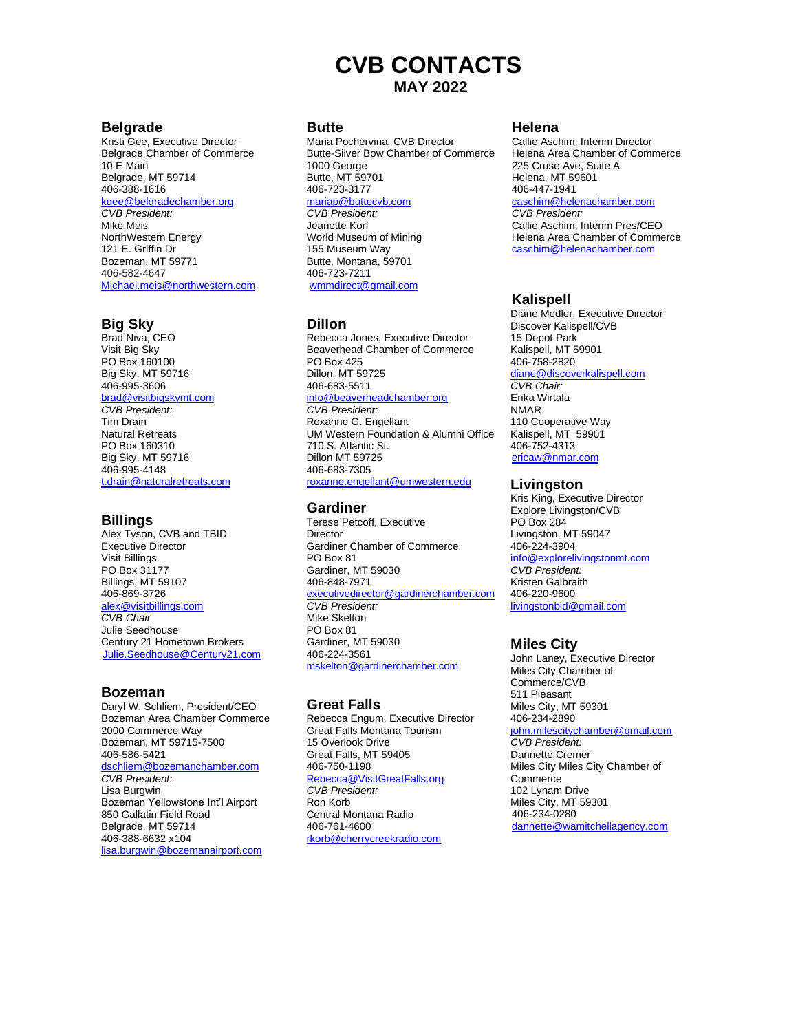# CVB CONTACTS

**MAY 2022**

## Belgrade

Kristi Gee, Executive Director
Belgrade Chamber of Commerce
10 E Main
Belgrade, MT 59714
406-388-1616
kgee@belgradechamber.org
*CVB President:*
Mike Meis
NorthWestern Energy
121 E. Griffin Dr
Bozeman, MT 59771
406-582-4647
Michael.meis@northwestern.com

## Big Sky

Brad Niva, CEO
Visit Big Sky
PO Box 160100
Big Sky, MT 59716
406-995-3606
brad@visitbigskymt.com
*CVB President:*
Tim Drain
Natural Retreats
PO Box 160310
Big Sky, MT 59716
406-995-4148
t.drain@naturalretreats.com

## Billings

Alex Tyson, CVB and TBID Executive Director
Visit Billings
PO Box 31177
Billings, MT 59107
406-869-3726
alex@visitbillings.com
*CVB Chair*
Julie Seedhouse
Century 21 Hometown Brokers
Julie.Seedhouse@Century21.com

## Bozeman

Daryl W. Schliem, President/CEO
Bozeman Area Chamber Commerce
2000 Commerce Way
Bozeman, MT 59715-7500
406-586-5421
dschliem@bozemanchamber.com
*CVB President:*
Lisa Burgwin
Bozeman Yellowstone Int'l Airport
850 Gallatin Field Road
Belgrade, MT 59714
406-388-6632 x104
lisa.burgwin@bozemanairport.com

## Butte

Maria Pochervina, CVB Director
Butte-Silver Bow Chamber of Commerce
1000 George
Butte, MT 59701
406-723-3177
mariap@buttecvb.com
*CVB President:*
Jeanette Korf
World Museum of Mining
155 Museum Way
Butte, Montana, 59701
406-723-7211
wmmdirect@gmail.com

## Dillon

Rebecca Jones, Executive Director
Beaverhead Chamber of Commerce
PO Box 425
Dillon, MT 59725
406-683-5511
info@beaverheadchamber.org
*CVB President:*
Roxanne G. Engellant
UM Western Foundation & Alumni Office
710 S. Atlantic St.
Dillon MT 59725
406-683-7305
roxanne.engellant@umwestern.edu

## Gardiner

Terese Petcoff, Executive Director
Gardiner Chamber of Commerce
PO Box 81
Gardiner, MT 59030
406-848-7971
executivedirector@gardinerchamber.com
*CVB President:*
Mike Skelton
PO Box 81
Gardiner, MT 59030
406-224-3561
mskelton@gardinerchamber.com

## Great Falls

Rebecca Engum, Executive Director
Great Falls Montana Tourism
15 Overlook Drive
Great Falls, MT 59405
406-750-1198
Rebecca@VisitGreatFalls.org
*CVB President:*
Ron Korb
Central Montana Radio
406-761-4600
rkorb@cherrycreekradio.com

## Helena

Callie Aschim, Interim Director
Helena Area Chamber of Commerce
225 Cruse Ave, Suite A
Helena, MT 59601
406-447-1941
caschim@helenachamber.com
*CVB President:*
Callie Aschim, Interim Pres/CEO
Helena Area Chamber of Commerce
caschim@helenachamber.com

## Kalispell

Diane Medler, Executive Director
Discover Kalispell/CVB
15 Depot Park
Kalispell, MT 59901
406-758-2820
diane@discoverkalispell.com
*CVB Chair:*
Erika Wirtala
NMAR
110 Cooperative Way
Kalispell, MT 59901
406-752-4313
ericaw@nmar.com

## Livingston

Kris King, Executive Director
Explore Livingston/CVB
PO Box 284
Livingston, MT 59047
406-224-3904
info@explorelivingstonmt.com
*CVB President:*
Kristen Galbraith
406-220-9600
livingstonbid@gmail.com

## Miles City

John Laney, Executive Director
Miles City Chamber of Commerce/CVB
511 Pleasant
Miles City, MT 59301
406-234-2890
john.milescitychamber@gmail.com
*CVB President:*
Dannette Cremer
Miles City Miles City Chamber of Commerce
102 Lynam Drive
Miles City, MT 59301
406-234-0280
dannette@wamitchellagency.com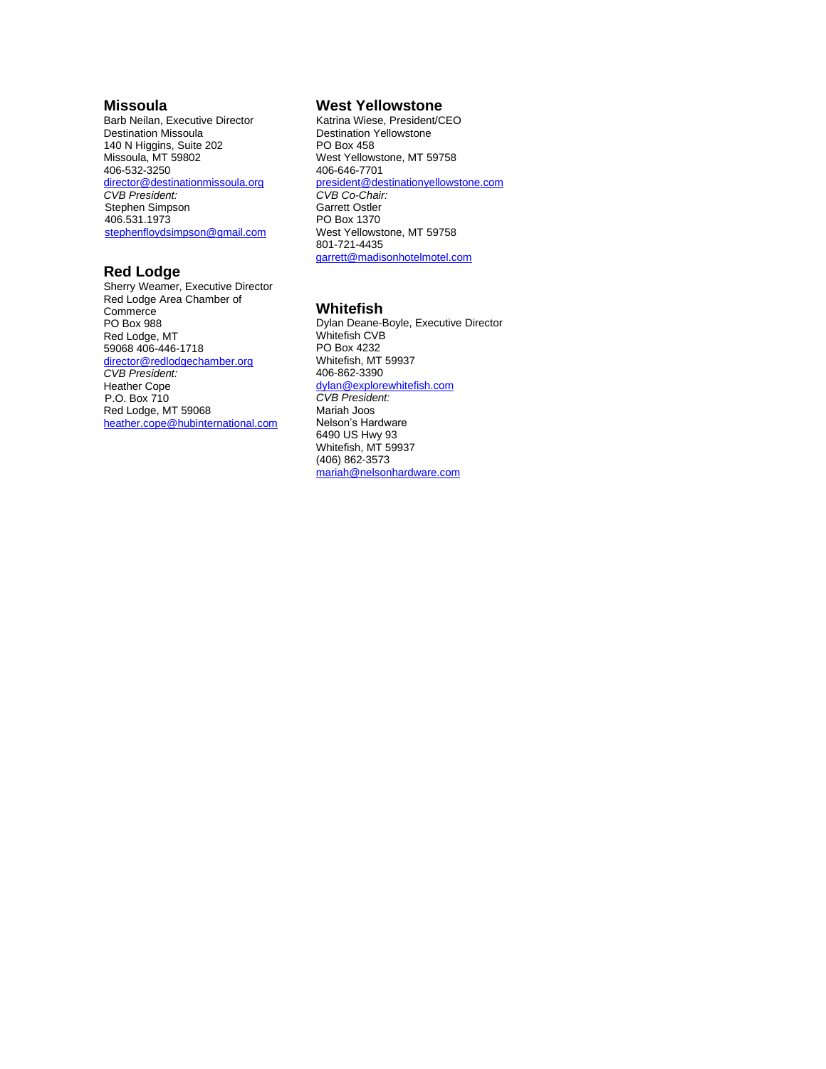## Missoula

Barb Neilan, Executive Director
Destination Missoula
140 N Higgins, Suite 202
Missoula, MT 59802
406-532-3250
director@destinationmissoula.org
*CVB President:*
Stephen Simpson
406.531.1973
stephenfloydsimpson@gmail.com

## Red Lodge

Sherry Weamer, Executive Director
Red Lodge Area Chamber of Commerce
PO Box 988
Red Lodge, MT
59068 406-446-1718
director@redlodgechamber.org
*CVB President:*
Heather Cope
P.O. Box 710
Red Lodge, MT 59068
heather.cope@hubinternational.com

## West Yellowstone

Katrina Wiese, President/CEO
Destination Yellowstone
PO Box 458
West Yellowstone, MT 59758
406-646-7701
president@destinationyellowstone.com
*CVB Co-Chair:*
Garrett Ostler
PO Box 1370
West Yellowstone, MT 59758
801-721-4435
garrett@madisonhotelmotel.com

## Whitefish

Dylan Deane-Boyle, Executive Director
Whitefish CVB
PO Box 4232
Whitefish, MT 59937
406-862-3390
dylan@explorewhitefish.com
*CVB President:*
Mariah Joos
Nelson's Hardware
6490 US Hwy 93
Whitefish, MT 59937
(406) 862-3573
mariah@nelsonhardware.com